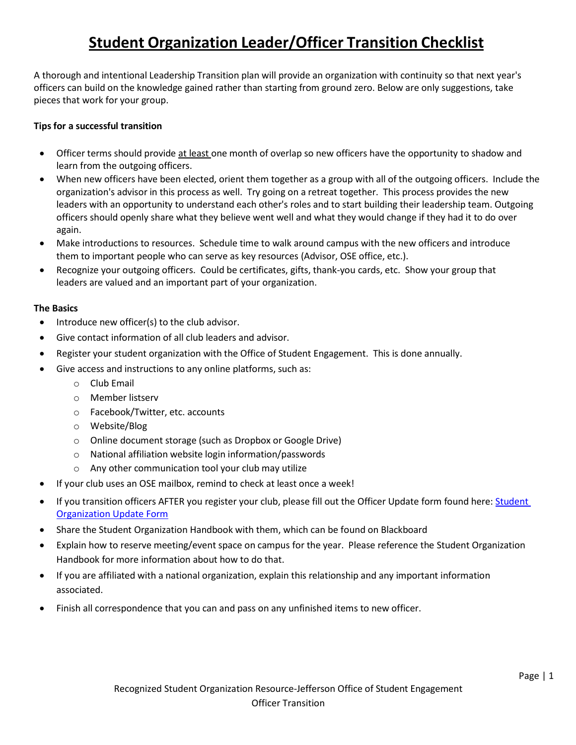# Student Organization Leader/Officer Transition Checklist

A thorough and intentional Leadership Transition plan will provide an organization with continuity so that next year's officers can build on the knowledge gained rather than starting from ground zero. Below are only suggestions, take pieces that work for your group.

**Tips for a successful transition**

- Officer terms should provide at least one month of overlap so new officers have the opportunity to shadow and learn from the outgoing officers.
- When new officers have been elected, orient them together as a group with all of the outgoing officers. Include the organization's advisor in this process as well. Try going on a retreat together. This process provides the new leaders with an opportunity to understand each other's roles and to start building their leadership team. Outgoing officers should openly share what they believe went well and what they would change if they had it to do over again.
- Make introductions to resources. Schedule time to walk around campus with the new officers and introduce them to important people who can serve as key resources (Advisor, OSE office, etc.).
- Recognize your outgoing officers. Could be certificates, gifts, thank-you cards, etc. Show your group that leaders are valued and an important part of your organization.

**The Basics**

- Introduce new officer(s) to the club advisor.
- Give contact information of all club leaders and advisor.
- Register your student organization with the Office of Student Engagement. This is done annually.
- Give access and instructions to any online platforms, such as:
  - Club Email
  - Member listserv
  - Facebook/Twitter, etc. accounts
  - Website/Blog
  - Online document storage (such as Dropbox or Google Drive)
  - National affiliation website login information/passwords
  - Any other communication tool your club may utilize
- If your club uses an OSE mailbox, remind to check at least once a week!
- If you transition officers AFTER you register your club, please fill out the Officer Update form found here: Student Organization Update Form
- Share the Student Organization Handbook with them, which can be found on Blackboard
- Explain how to reserve meeting/event space on campus for the year. Please reference the Student Organization Handbook for more information about how to do that.
- If you are affiliated with a national organization, explain this relationship and any important information associated.
- Finish all correspondence that you can and pass on any unfinished items to new officer.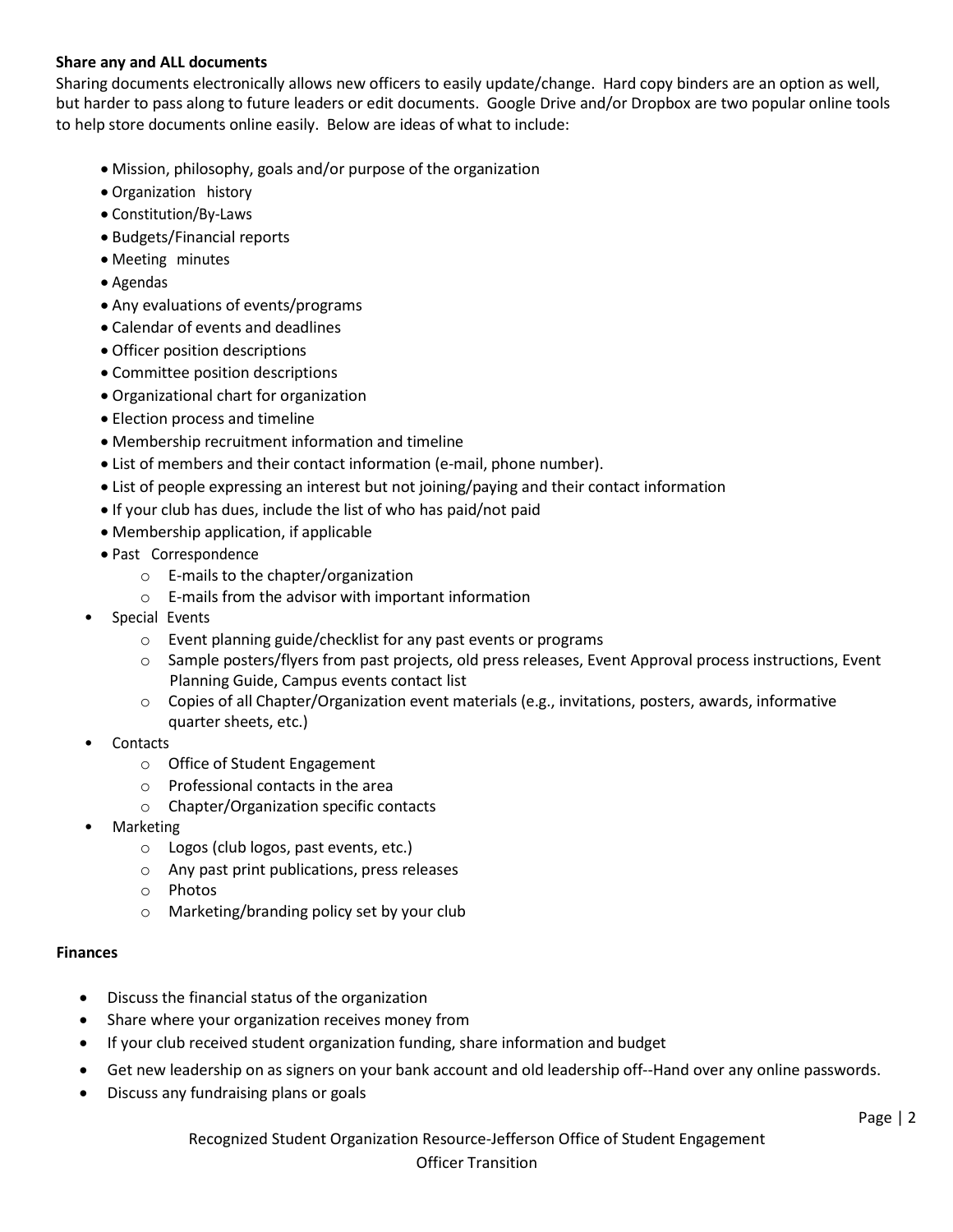**Share any and ALL documents**

Sharing documents electronically allows new officers to easily update/change. Hard copy binders are an option as well, but harder to pass along to future leaders or edit documents. Google Drive and/or Dropbox are two popular online tools to help store documents online easily. Below are ideas of what to include:

- Mission, philosophy, goals and/or purpose of the organization
- Organization history
- Constitution/By-Laws
- Budgets/Financial reports
- Meeting minutes
- Agendas
- Any evaluations of events/programs
- Calendar of events and deadlines
- Officer position descriptions
- Committee position descriptions
- Organizational chart for organization
- Election process and timeline
- Membership recruitment information and timeline
- List of members and their contact information (e-mail, phone number).
- List of people expressing an interest but not joining/paying and their contact information
- If your club has dues, include the list of who has paid/not paid
- Membership application, if applicable
- Past Correspondence
    - E-mails to the chapter/organization
    - E-mails from the advisor with important information
- Special Events
    - Event planning guide/checklist for any past events or programs
    - Sample posters/flyers from past projects, old press releases, Event Approval process instructions, Event Planning Guide, Campus events contact list
    - Copies of all Chapter/Organization event materials (e.g., invitations, posters, awards, informative quarter sheets, etc.)
- Contacts
    - Office of Student Engagement
    - Professional contacts in the area
    - Chapter/Organization specific contacts
- Marketing
    - Logos (club logos, past events, etc.)
    - Any past print publications, press releases
    - Photos
    - Marketing/branding policy set by your club

**Finances**

- Discuss the financial status of the organization
- Share where your organization receives money from
- If your club received student organization funding, share information and budget
- Get new leadership on as signers on your bank account and old leadership off--Hand over any online passwords.
- Discuss any fundraising plans or goals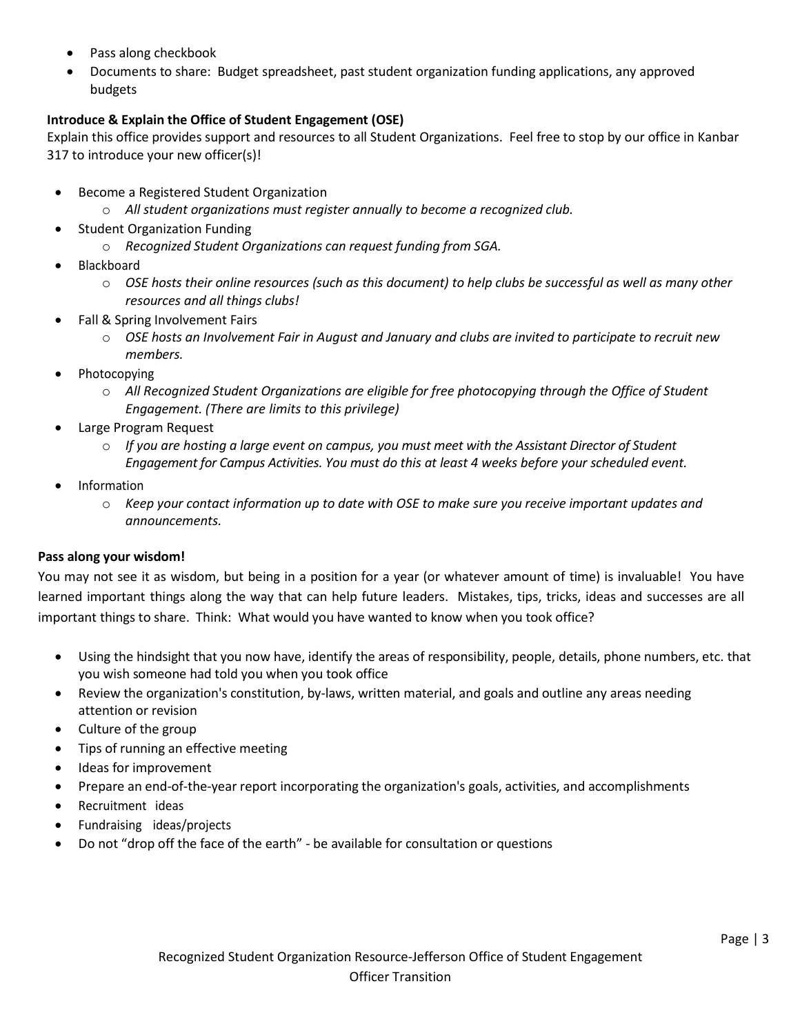- Pass along checkbook
- Documents to share: Budget spreadsheet, past student organization funding applications, any approved budgets

**Introduce & Explain the Office of Student Engagement (OSE)**

Explain this office provides support and resources to all Student Organizations. Feel free to stop by our office in Kanbar 317 to introduce your new officer(s)!

- Become a Registered Student Organization
  - *All student organizations must register annually to become a recognized club.*
- Student Organization Funding
  - *Recognized Student Organizations can request funding from SGA.*
- Blackboard
  - *OSE hosts their online resources (such as this document) to help clubs be successful as well as many other resources and all things clubs!*
- Fall & Spring Involvement Fairs
  - *OSE hosts an Involvement Fair in August and January and clubs are invited to participate to recruit new members.*
- Photocopying
  - *All Recognized Student Organizations are eligible for free photocopying through the Office of Student Engagement. (There are limits to this privilege)*
- Large Program Request
  - *If you are hosting a large event on campus, you must meet with the Assistant Director of Student Engagement for Campus Activities. You must do this at least 4 weeks before your scheduled event.*
- Information
  - *Keep your contact information up to date with OSE to make sure you receive important updates and announcements.*

**Pass along your wisdom!**

You may not see it as wisdom, but being in a position for a year (or whatever amount of time) is invaluable! You have learned important things along the way that can help future leaders. Mistakes, tips, tricks, ideas and successes are all important things to share. Think: What would you have wanted to know when you took office?

- Using the hindsight that you now have, identify the areas of responsibility, people, details, phone numbers, etc. that you wish someone had told you when you took office
- Review the organization's constitution, by-laws, written material, and goals and outline any areas needing attention or revision
- Culture of the group
- Tips of running an effective meeting
- Ideas for improvement
- Prepare an end-of-the-year report incorporating the organization's goals, activities, and accomplishments
- Recruitment ideas
- Fundraising ideas/projects
- Do not "drop off the face of the earth" - be available for consultation or questions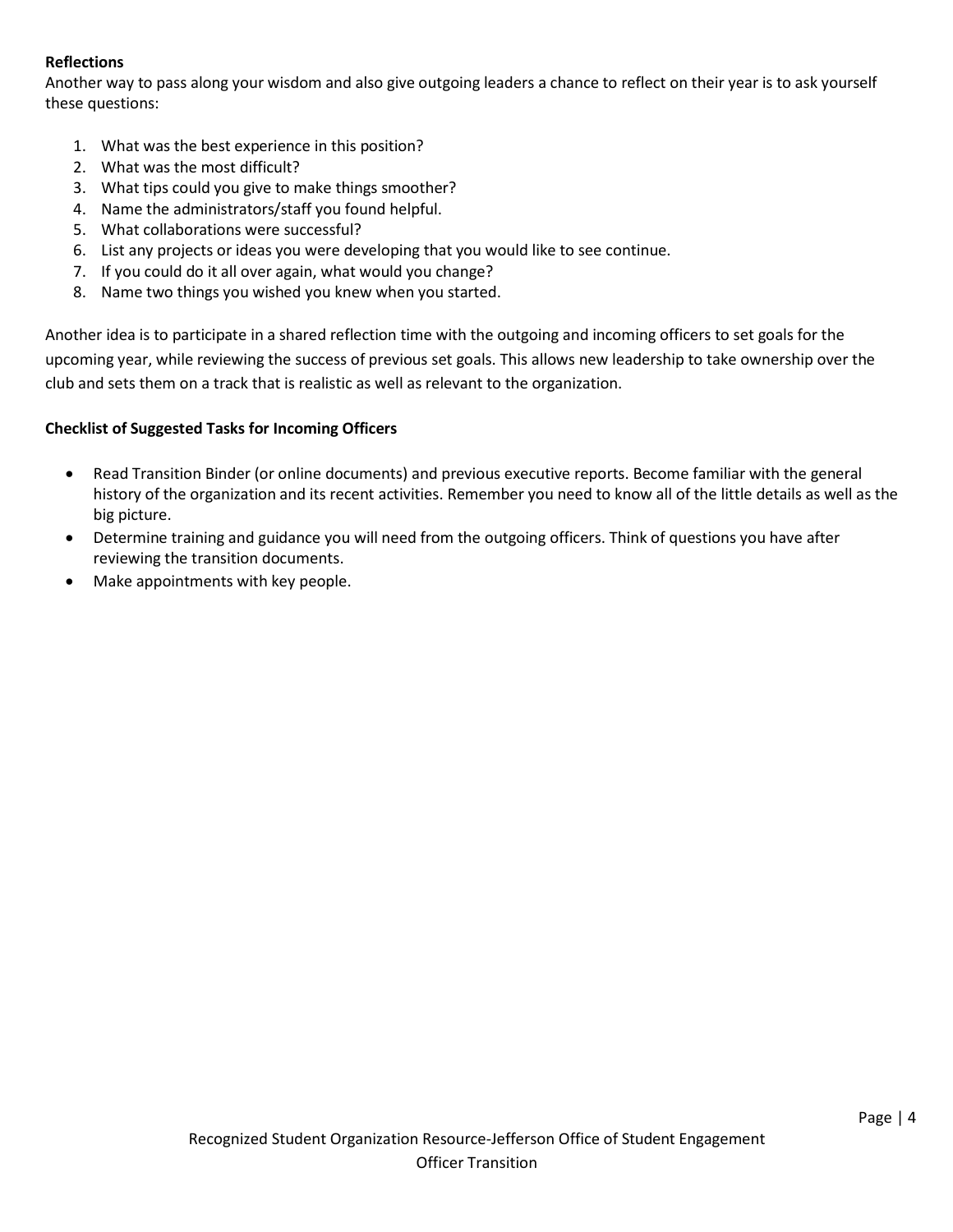**Reflections**

Another way to pass along your wisdom and also give outgoing leaders a chance to reflect on their year is to ask yourself these questions:

1. What was the best experience in this position?
2. What was the most difficult?
3. What tips could you give to make things smoother?
4. Name the administrators/staff you found helpful.
5. What collaborations were successful?
6. List any projects or ideas you were developing that you would like to see continue.
7. If you could do it all over again, what would you change?
8. Name two things you wished you knew when you started.

Another idea is to participate in a shared reflection time with the outgoing and incoming officers to set goals for the upcoming year, while reviewing the success of previous set goals. This allows new leadership to take ownership over the club and sets them on a track that is realistic as well as relevant to the organization.

**Checklist of Suggested Tasks for Incoming Officers**

- Read Transition Binder (or online documents) and previous executive reports. Become familiar with the general history of the organization and its recent activities. Remember you need to know all of the little details as well as the big picture.
- Determine training and guidance you will need from the outgoing officers. Think of questions you have after reviewing the transition documents.
- Make appointments with key people.